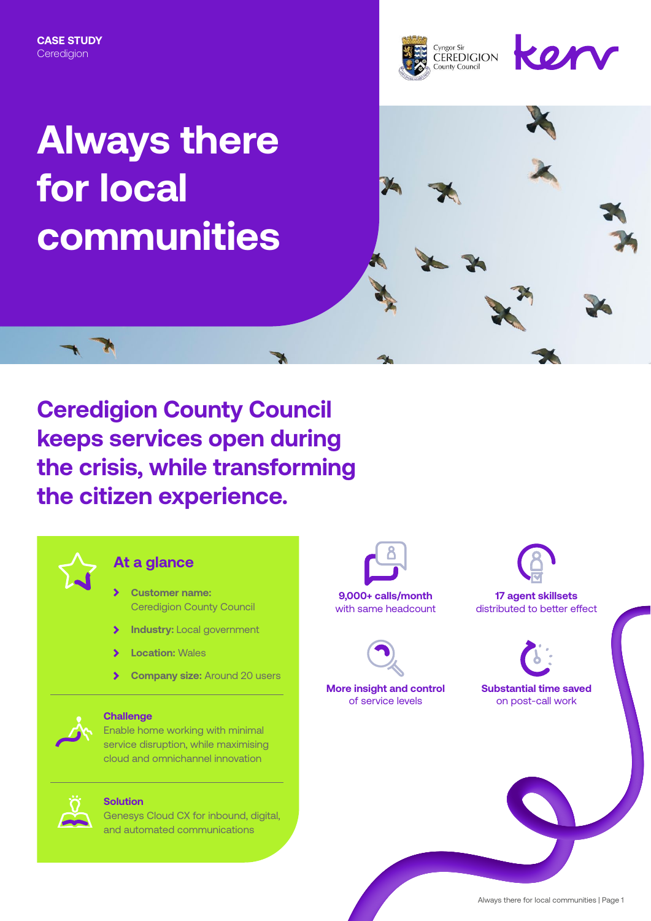**CASE STUDY**
Ceredigion

# Always there for local communities

## Ceredigion County Council keeps services open during the crisis, while transforming the citizen experience.

### At a glance

- **Customer name:** Ceredigion County Council
- **Industry:** Local government
- **Location:** Wales
- **Company size:** Around 20 users

**Challenge**
Enable home working with minimal service disruption, while maximising cloud and omnichannel innovation

**Solution**
Genesys Cloud CX for inbound, digital, and automated communications

**9,000+ calls/month**
with same headcount

**17 agent skillsets**
distributed to better effect

**More insight and control**
of service levels

**Substantial time saved**
on post-call work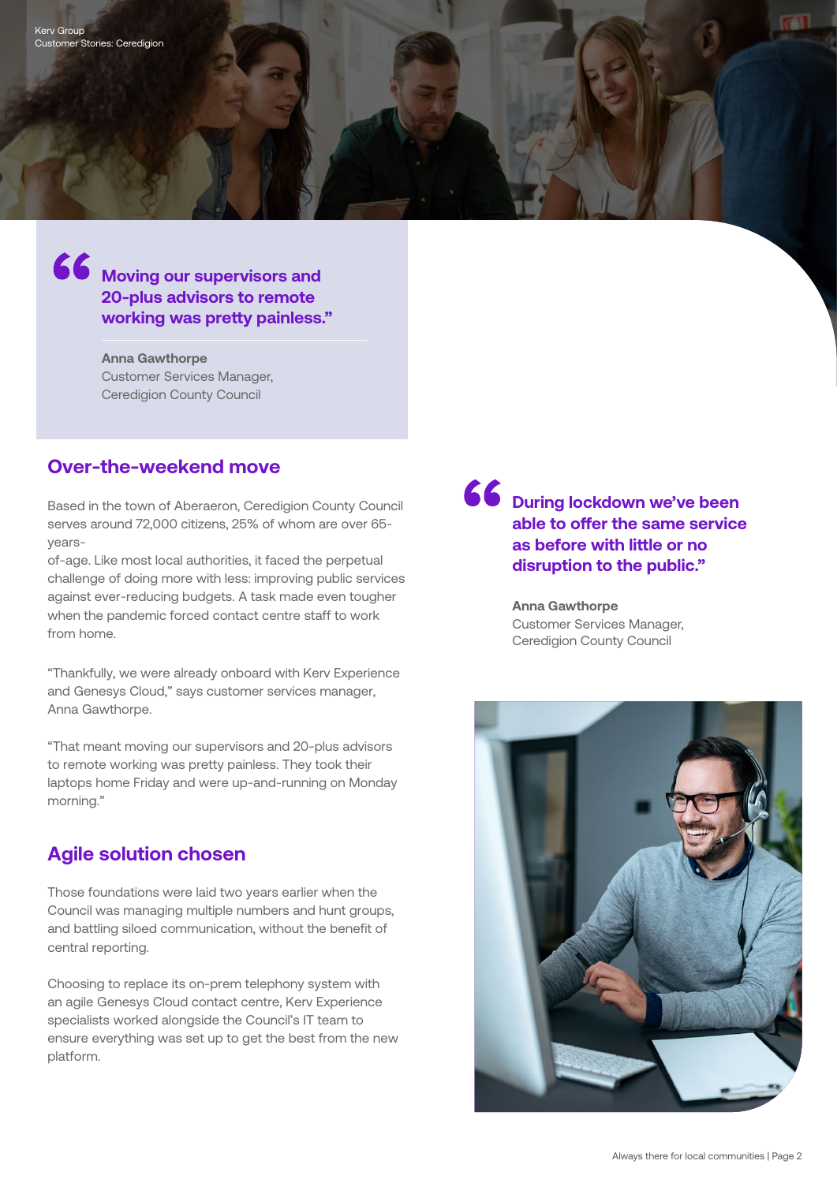> Moving our supervisors and 20-plus advisors to remote working was pretty painless."
>
> **Anna Gawthorpe**
> Customer Services Manager,
> Ceredigion County Council

## Over-the-weekend move

Based in the town of Aberaeron, Ceredigion County Council serves around 72,000 citizens, 25% of whom are over 65-years-of-age. Like most local authorities, it faced the perpetual challenge of doing more with less: improving public services against ever-reducing budgets. A task made even tougher when the pandemic forced contact centre staff to work from home.

"Thankfully, we were already onboard with Kerv Experience and Genesys Cloud," says customer services manager, Anna Gawthorpe.

"That meant moving our supervisors and 20-plus advisors to remote working was pretty painless. They took their laptops home Friday and were up-and-running on Monday morning."

## Agile solution chosen

Those foundations were laid two years earlier when the Council was managing multiple numbers and hunt groups, and battling siloed communication, without the benefit of central reporting.

Choosing to replace its on-prem telephony system with an agile Genesys Cloud contact centre, Kerv Experience specialists worked alongside the Council's IT team to ensure everything was set up to get the best from the new platform.

> During lockdown we've been able to offer the same service as before with little or no disruption to the public."
>
> **Anna Gawthorpe**
> Customer Services Manager,
> Ceredigion County Council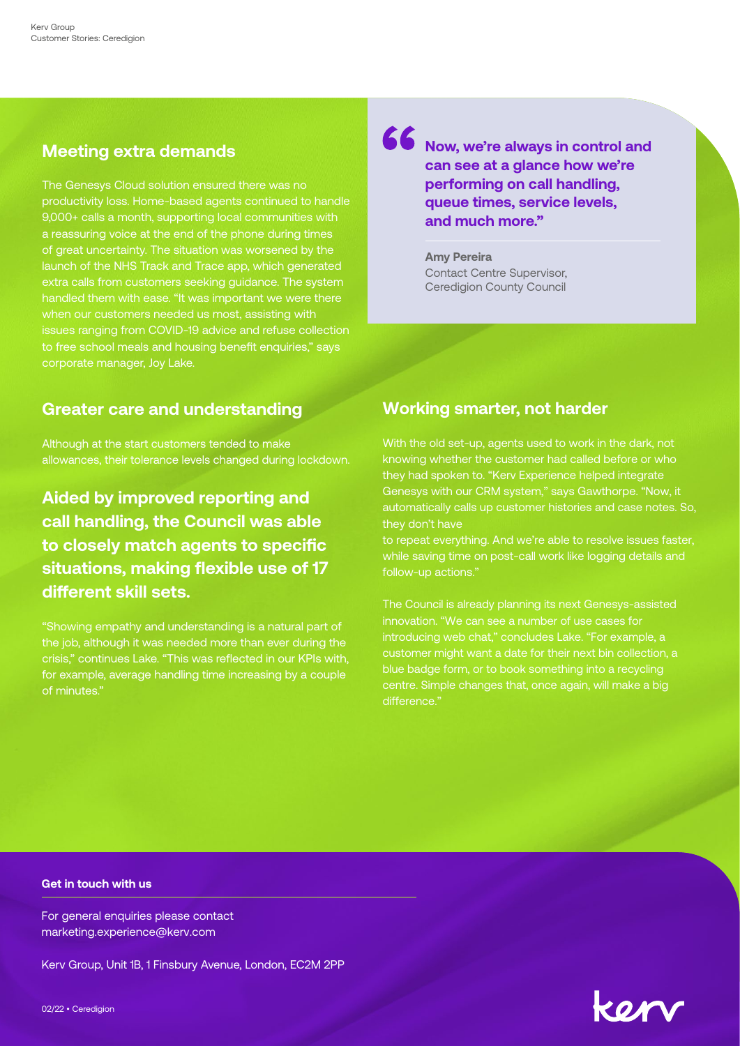## Meeting extra demands

The Genesys Cloud solution ensured there was no productivity loss. Home-based agents continued to handle 9,000+ calls a month, supporting local communities with a reassuring voice at the end of the phone during times of great uncertainty. The situation was worsened by the launch of the NHS Track and Trace app, which generated extra calls from customers seeking guidance. The system handled them with ease. "It was important we were there when our customers needed us most, assisting with issues ranging from COVID-19 advice and refuse collection to free school meals and housing benefit enquiries," says corporate manager, Joy Lake.

## Greater care and understanding

Although at the start customers tended to make allowances, their tolerance levels changed during lockdown.

**Aided by improved reporting and call handling, the Council was able to closely match agents to specific situations, making flexible use of 17 different skill sets.**

"Showing empathy and understanding is a natural part of the job, although it was needed more than ever during the crisis," continues Lake. "This was reflected in our KPIs with, for example, average handling time increasing by a couple of minutes."

> **Now, we're always in control and can see at a glance how we're performing on call handling, queue times, service levels, and much more."**
>
> **Amy Pereira**
> Contact Centre Supervisor,
> Ceredigion County Council

## Working smarter, not harder

With the old set-up, agents used to work in the dark, not knowing whether the customer had called before or who they had spoken to. "Kerv Experience helped integrate Genesys with our CRM system," says Gawthorpe. "Now, it automatically calls up customer histories and case notes. So, they don't have to repeat everything. And we're able to resolve issues faster, while saving time on post-call work like logging details and follow-up actions."

The Council is already planning its next Genesys-assisted innovation. "We can see a number of use cases for introducing web chat," concludes Lake. "For example, a customer might want a date for their next bin collection, a blue badge form, or to book something into a recycling centre. Simple changes that, once again, will make a big difference."

**Get in touch with us**

For general enquiries please contact
marketing.experience@kerv.com

Kerv Group, Unit 1B, 1 Finsbury Avenue, London, EC2M 2PP

02/22 • Ceredigion